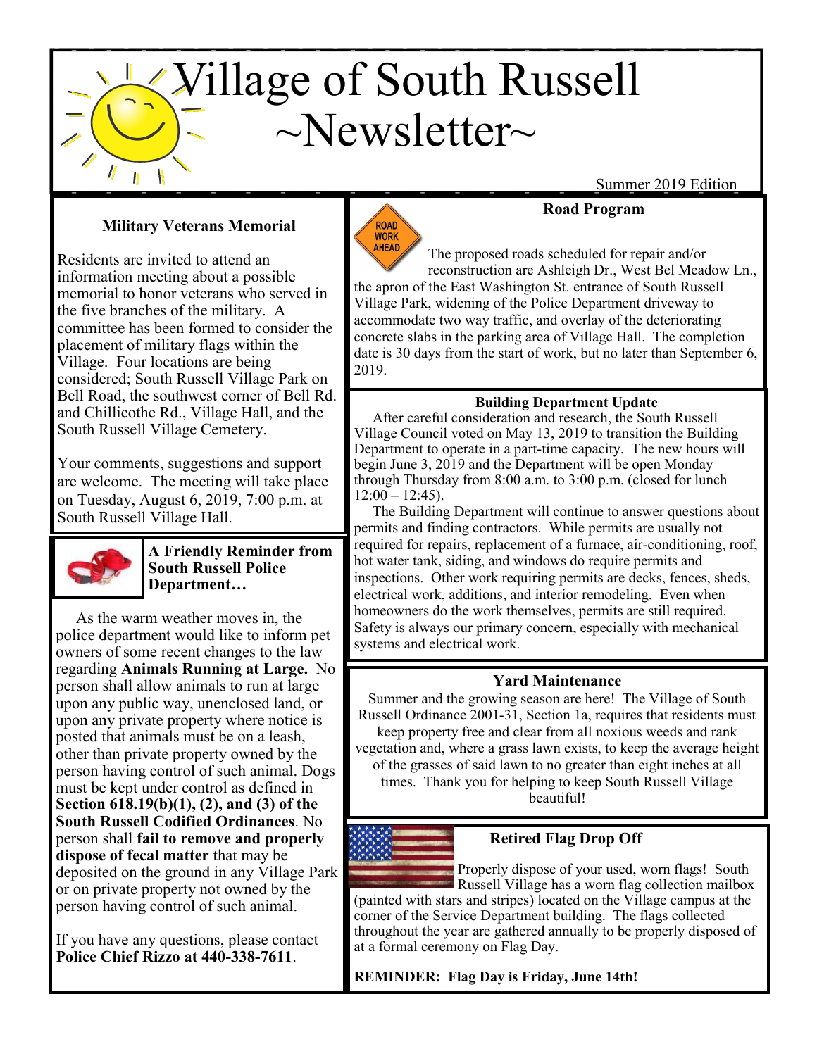# Village of South Russell ~Newsletter~

Summer 2019 Edition

### Military Veterans Memorial

Residents are invited to attend an information meeting about a possible memorial to honor veterans who served in the five branches of the military. A committee has been formed to consider the placement of military flags within the Village. Four locations are being considered; South Russell Village Park on Bell Road, the southwest corner of Bell Rd. and Chillicothe Rd., Village Hall, and the South Russell Village Cemetery.

Your comments, suggestions and support are welcome. The meeting will take place on Tuesday, August 6, 2019, 7:00 p.m. at South Russell Village Hall.

### A Friendly Reminder from South Russell Police Department…

As the warm weather moves in, the police department would like to inform pet owners of some recent changes to the law regarding **Animals Running at Large.** No person shall allow animals to run at large upon any public way, unenclosed land, or upon any private property where notice is posted that animals must be on a leash, other than private property owned by the person having control of such animal. Dogs must be kept under control as defined in **Section 618.19(b)(1), (2), and (3) of the South Russell Codified Ordinances**. No person shall **fail to remove and properly dispose of fecal matter** that may be deposited on the ground in any Village Park or on private property not owned by the person having control of such animal.

If you have any questions, please contact **Police Chief Rizzo at 440-338-7611**.

### Road Program

The proposed roads scheduled for repair and/or reconstruction are Ashleigh Dr., West Bel Meadow Ln., the apron of the East Washington St. entrance of South Russell Village Park, widening of the Police Department driveway to accommodate two way traffic, and overlay of the deteriorating concrete slabs in the parking area of Village Hall. The completion date is 30 days from the start of work, but no later than September 6, 2019.

### Building Department Update

After careful consideration and research, the South Russell Village Council voted on May 13, 2019 to transition the Building Department to operate in a part-time capacity. The new hours will begin June 3, 2019 and the Department will be open Monday through Thursday from 8:00 a.m. to 3:00 p.m. (closed for lunch 12:00 – 12:45).

The Building Department will continue to answer questions about permits and finding contractors. While permits are usually not required for repairs, replacement of a furnace, air-conditioning, roof, hot water tank, siding, and windows do require permits and inspections. Other work requiring permits are decks, fences, sheds, electrical work, additions, and interior remodeling. Even when homeowners do the work themselves, permits are still required. Safety is always our primary concern, especially with mechanical systems and electrical work.

### Yard Maintenance

Summer and the growing season are here! The Village of South Russell Ordinance 2001-31, Section 1a, requires that residents must keep property free and clear from all noxious weeds and rank vegetation and, where a grass lawn exists, to keep the average height of the grasses of said lawn to no greater than eight inches at all times. Thank you for helping to keep South Russell Village beautiful!

### Retired Flag Drop Off

Properly dispose of your used, worn flags! South Russell Village has a worn flag collection mailbox (painted with stars and stripes) located on the Village campus at the corner of the Service Department building. The flags collected throughout the year are gathered annually to be properly disposed of at a formal ceremony on Flag Day.

**REMINDER: Flag Day is Friday, June 14th!**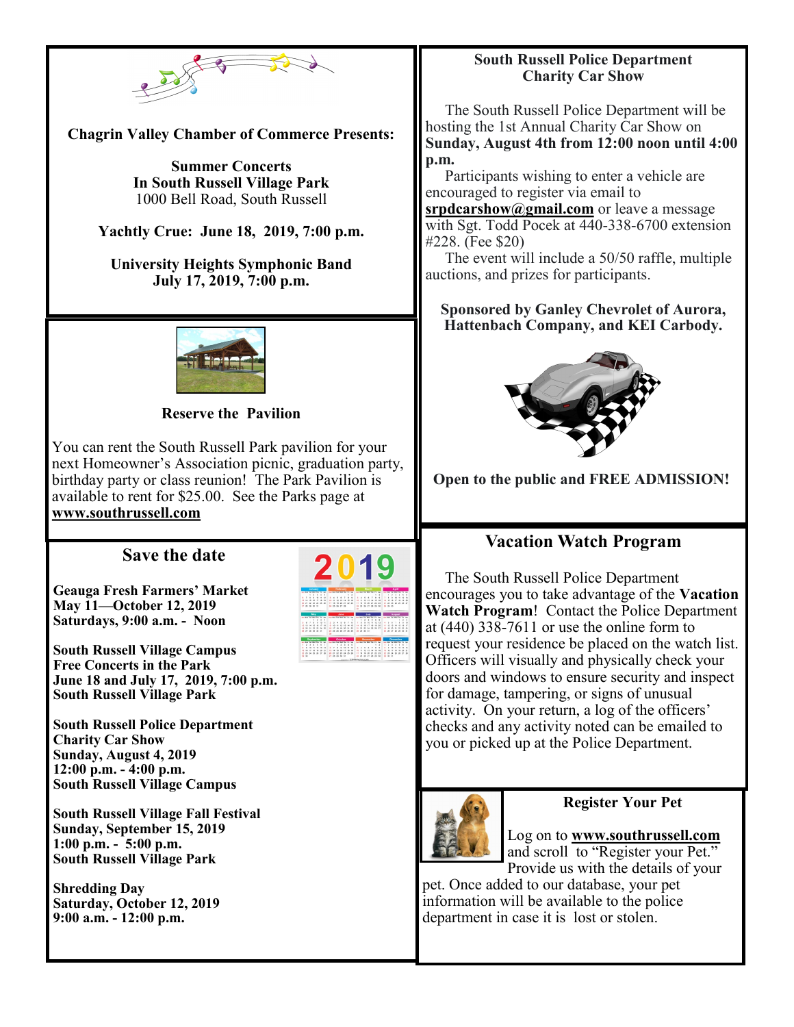**Chagrin Valley Chamber of Commerce Presents:**

**Summer Concerts**
**In South Russell Village Park**
1000 Bell Road, South Russell

**Yachtly Crue: June 18, 2019, 7:00 p.m.**

**University Heights Symphonic Band**
**July 17, 2019, 7:00 p.m.**

**Reserve the Pavilion**

You can rent the South Russell Park pavilion for your next Homeowner's Association picnic, graduation party, birthday party or class reunion! The Park Pavilion is available to rent for $25.00. See the Parks page at **www.southrussell.com**

## Save the date

**Geauga Fresh Farmers' Market**
**May 11—October 12, 2019**
**Saturdays, 9:00 a.m. - Noon**

**South Russell Village Campus**
**Free Concerts in the Park**
**June 18 and July 17, 2019, 7:00 p.m.**
**South Russell Village Park**

**South Russell Police Department**
**Charity Car Show**
**Sunday, August 4, 2019**
**12:00 p.m. - 4:00 p.m.**
**South Russell Village Campus**

**South Russell Village Fall Festival**
**Sunday, September 15, 2019**
**1:00 p.m. - 5:00 p.m.**
**South Russell Village Park**

**Shredding Day**
**Saturday, October 12, 2019**
**9:00 a.m. - 12:00 p.m.**

**South Russell Police Department**
**Charity Car Show**

The South Russell Police Department will be hosting the 1st Annual Charity Car Show on **Sunday, August 4th from 12:00 noon until 4:00 p.m.**

Participants wishing to enter a vehicle are encouraged to register via email to **srpdcarshow@gmail.com** or leave a message with Sgt. Todd Pocek at 440-338-6700 extension #228. (Fee $20)

The event will include a 50/50 raffle, multiple auctions, and prizes for participants.

**Sponsored by Ganley Chevrolet of Aurora, Hattenbach Company, and KEI Carbody.**

**Open to the public and FREE ADMISSION!**

## Vacation Watch Program

The South Russell Police Department encourages you to take advantage of the **Vacation Watch Program**! Contact the Police Department at (440) 338-7611 or use the online form to request your residence be placed on the watch list. Officers will visually and physically check your doors and windows to ensure security and inspect for damage, tampering, or signs of unusual activity. On your return, a log of the officers' checks and any activity noted can be emailed to you or picked up at the Police Department.

**Register Your Pet**

Log on to **www.southrussell.com** and scroll to "Register your Pet." Provide us with the details of your pet. Once added to our database, your pet information will be available to the police department in case it is lost or stolen.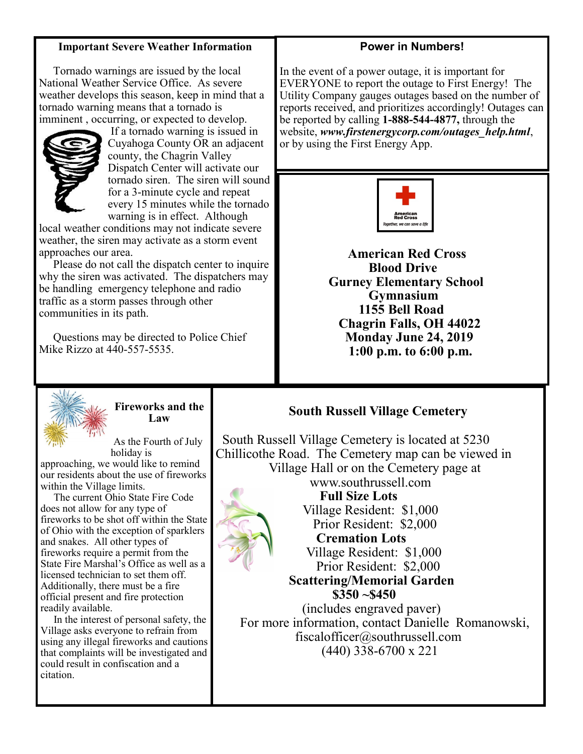## Important Severe Weather Information

Tornado warnings are issued by the local National Weather Service Office. As severe weather develops this season, keep in mind that a tornado warning means that a tornado is imminent , occurring, or expected to develop. If a tornado warning is issued in Cuyahoga County OR an adjacent county, the Chagrin Valley Dispatch Center will activate our tornado siren. The siren will sound for a 3-minute cycle and repeat every 15 minutes while the tornado warning is in effect. Although local weather conditions may not indicate severe weather, the siren may activate as a storm event approaches our area.

Please do not call the dispatch center to inquire why the siren was activated. The dispatchers may be handling emergency telephone and radio traffic as a storm passes through other communities in its path.

Questions may be directed to Police Chief Mike Rizzo at 440-557-5535.

## Power in Numbers!

In the event of a power outage, it is important for EVERYONE to report the outage to First Energy! The Utility Company gauges outages based on the number of reports received, and prioritizes accordingly! Outages can be reported by calling **1-888-544-4877,** through the website, ***www.firstenergycorp.com/outages_help.html***, or by using the First Energy App.

American Red Cross
Together, we can save a life

**American Red Cross**
**Blood Drive**
**Gurney Elementary School**
**Gymnasium**
**1155 Bell Road**
**Chagrin Falls, OH 44022**
**Monday June 24, 2019**
**1:00 p.m. to 6:00 p.m.**

## Fireworks and the Law

As the Fourth of July holiday is approaching, we would like to remind our residents about the use of fireworks within the Village limits.

The current Ohio State Fire Code does not allow for any type of fireworks to be shot off within the State of Ohio with the exception of sparklers and snakes. All other types of fireworks require a permit from the State Fire Marshal's Office as well as a licensed technician to set them off. Additionally, there must be a fire official present and fire protection readily available.

In the interest of personal safety, the Village asks everyone to refrain from using any illegal fireworks and cautions that complaints will be investigated and could result in confiscation and a citation.

## South Russell Village Cemetery

South Russell Village Cemetery is located at 5230 Chillicothe Road. The Cemetery map can be viewed in Village Hall or on the Cemetery page at www.southrussell.com

**Full Size Lots**
Village Resident: $1,000
Prior Resident: $2,000

**Cremation Lots**
Village Resident: $1,000
Prior Resident: $2,000

**Scattering/Memorial Garden**
**$350 ~$450**
(includes engraved paver)

For more information, contact Danielle Romanowski, fiscalofficer@southrussell.com
(440) 338-6700 x 221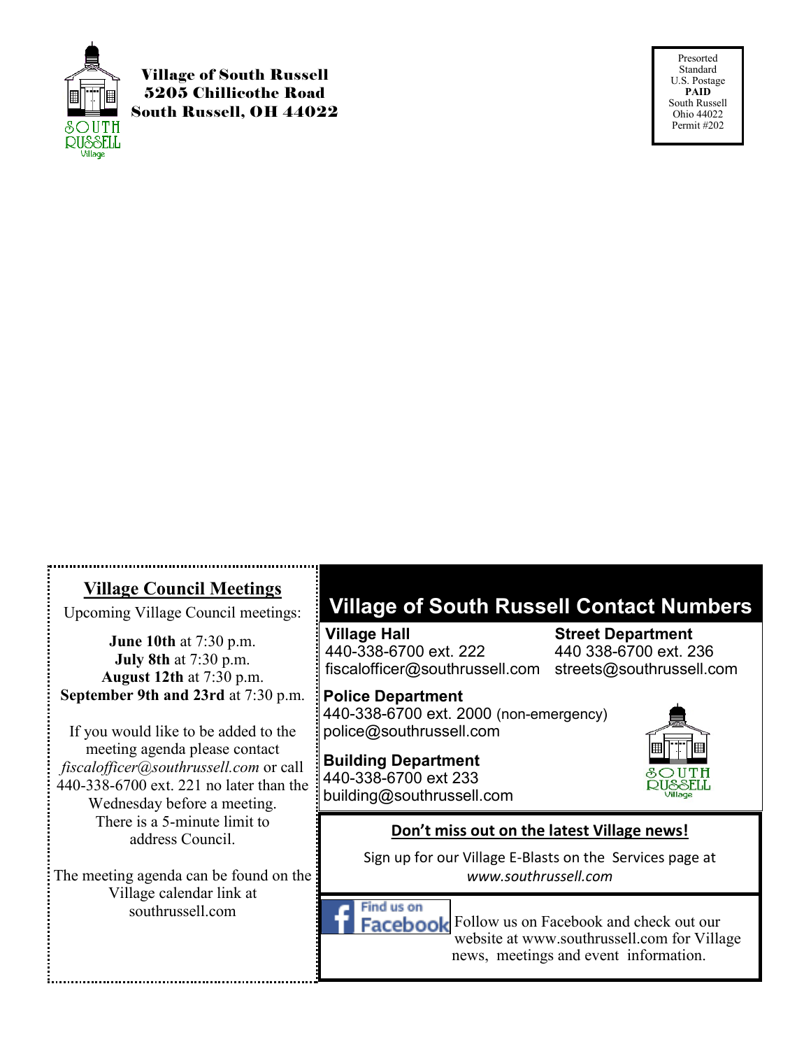**Village of South Russell**
**5205 Chillicothe Road**
**South Russell, OH 44022**

Presorted
Standard
U.S. Postage
**PAID**
South Russell
Ohio 44022
Permit #202

## Village Council Meetings

Upcoming Village Council meetings:

**June 10th** at 7:30 p.m.
**July 8th** at 7:30 p.m.
**August 12th** at 7:30 p.m.
**September 9th and 23rd** at 7:30 p.m.

If you would like to be added to the meeting agenda please contact *fiscalofficer@southrussell.com* or call 440-338-6700 ext. 221 no later than the Wednesday before a meeting. There is a 5-minute limit to address Council.

The meeting agenda can be found on the Village calendar link at southrussell.com

## Village of South Russell Contact Numbers

**Village Hall**
440-338-6700 ext. 222
fiscalofficer@southrussell.com

**Street Department**
440 338-6700 ext. 236
streets@southrussell.com

**Police Department**
440-338-6700 ext. 2000 (non-emergency)
police@southrussell.com

**Building Department**
440-338-6700 ext 233
building@southrussell.com

**Don't miss out on the latest Village news!**

Sign up for our Village E-Blasts on the Services page at *www.southrussell.com*

Find us on Facebook

Follow us on Facebook and check out our website at www.southrussell.com for Village news, meetings and event information.